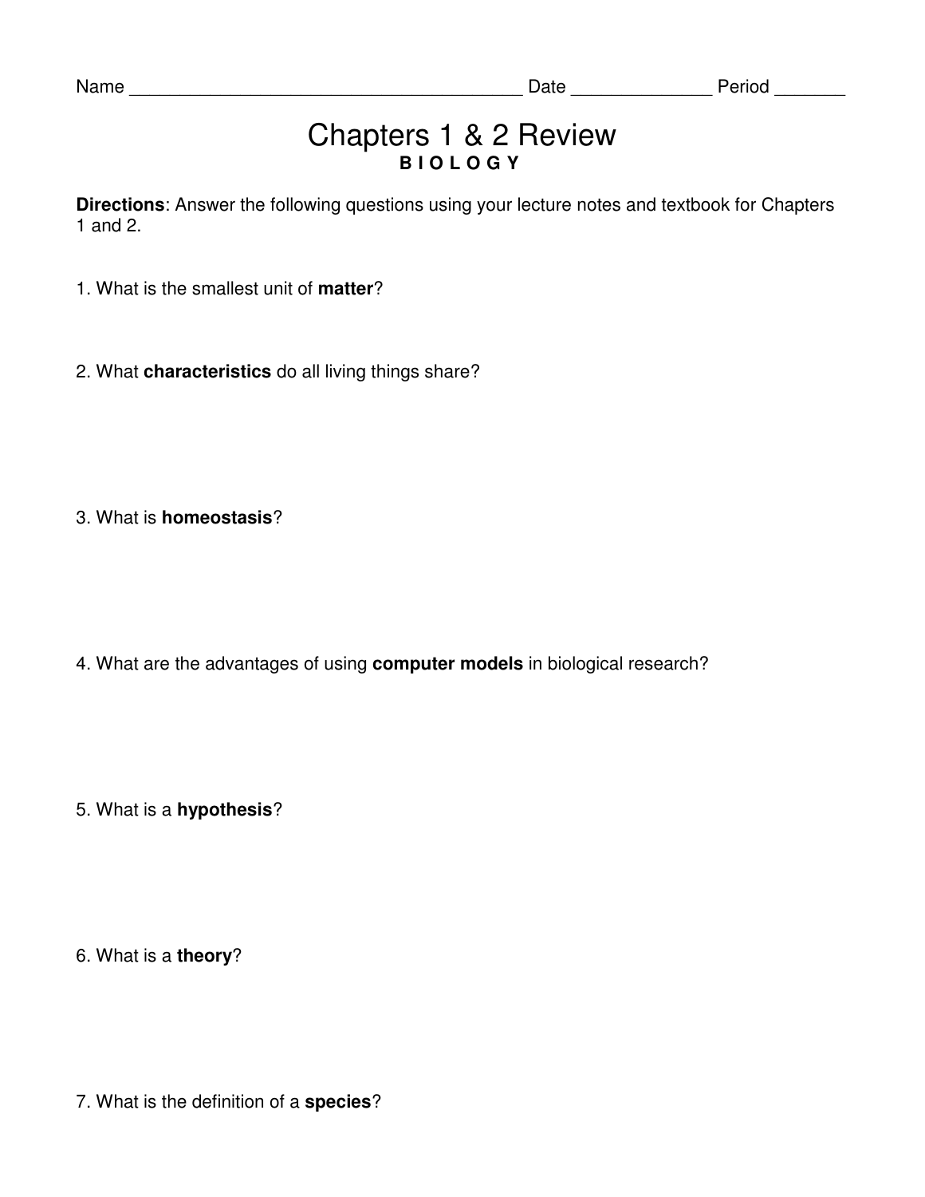Name _______________________________________ Date ______________ Period _______

# Chapters 1 & 2 Review

**B I O L O G Y**

**Directions**: Answer the following questions using your lecture notes and textbook for Chapters 1 and 2.

1. What is the smallest unit of **matter**?

2. What **characteristics** do all living things share?

3. What is **homeostasis**?

4. What are the advantages of using **computer models** in biological research?

5. What is a **hypothesis**?

6. What is a **theory**?

7. What is the definition of a **species**?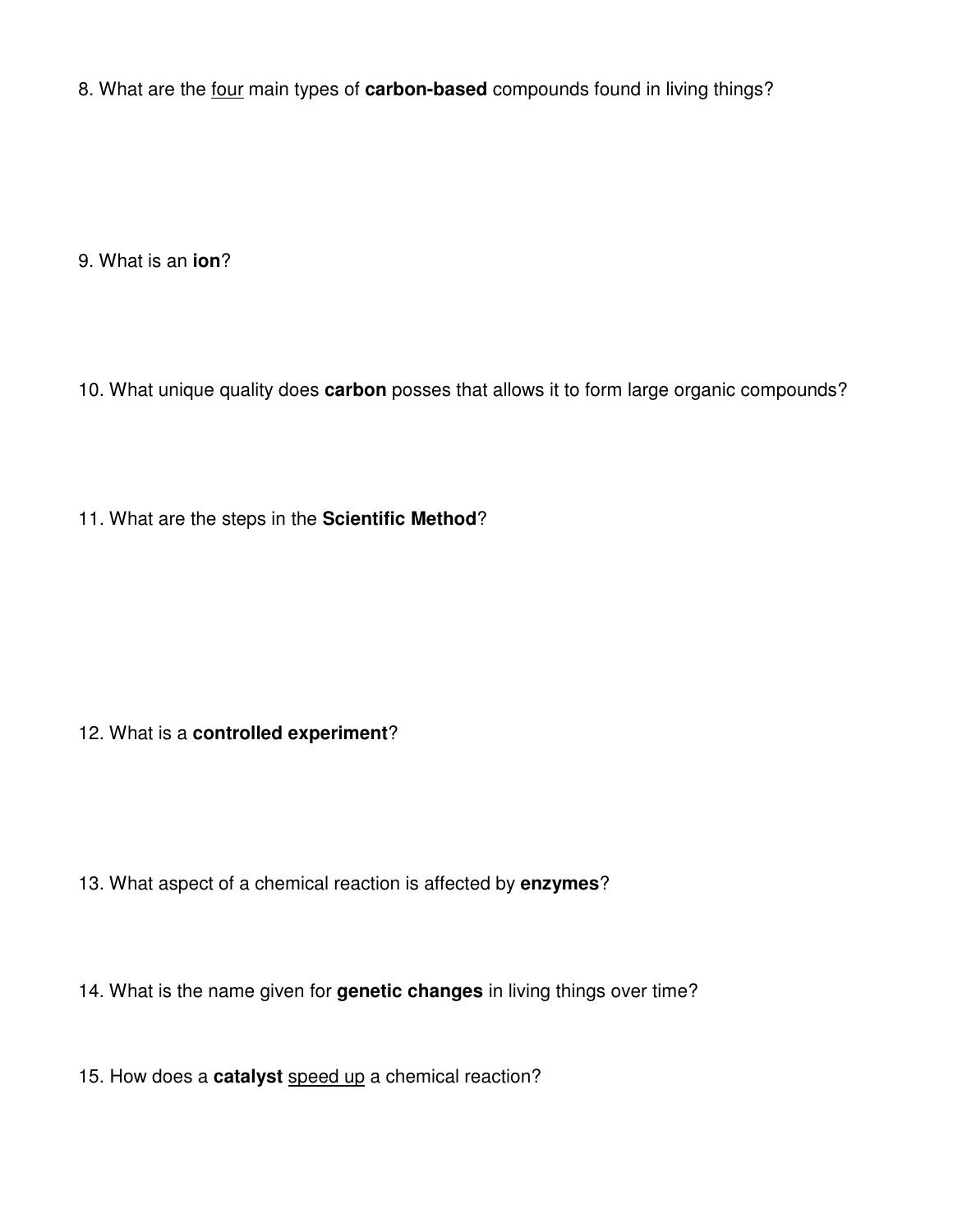8. What are the <u>four</u> main types of **carbon-based** compounds found in living things?

9. What is an **ion**?

10. What unique quality does **carbon** posses that allows it to form large organic compounds?

11. What are the steps in the **Scientific Method**?

12. What is a **controlled experiment**?

13. What aspect of a chemical reaction is affected by **enzymes**?

14. What is the name given for **genetic changes** in living things over time?

15. How does a **catalyst** <u>speed up</u> a chemical reaction?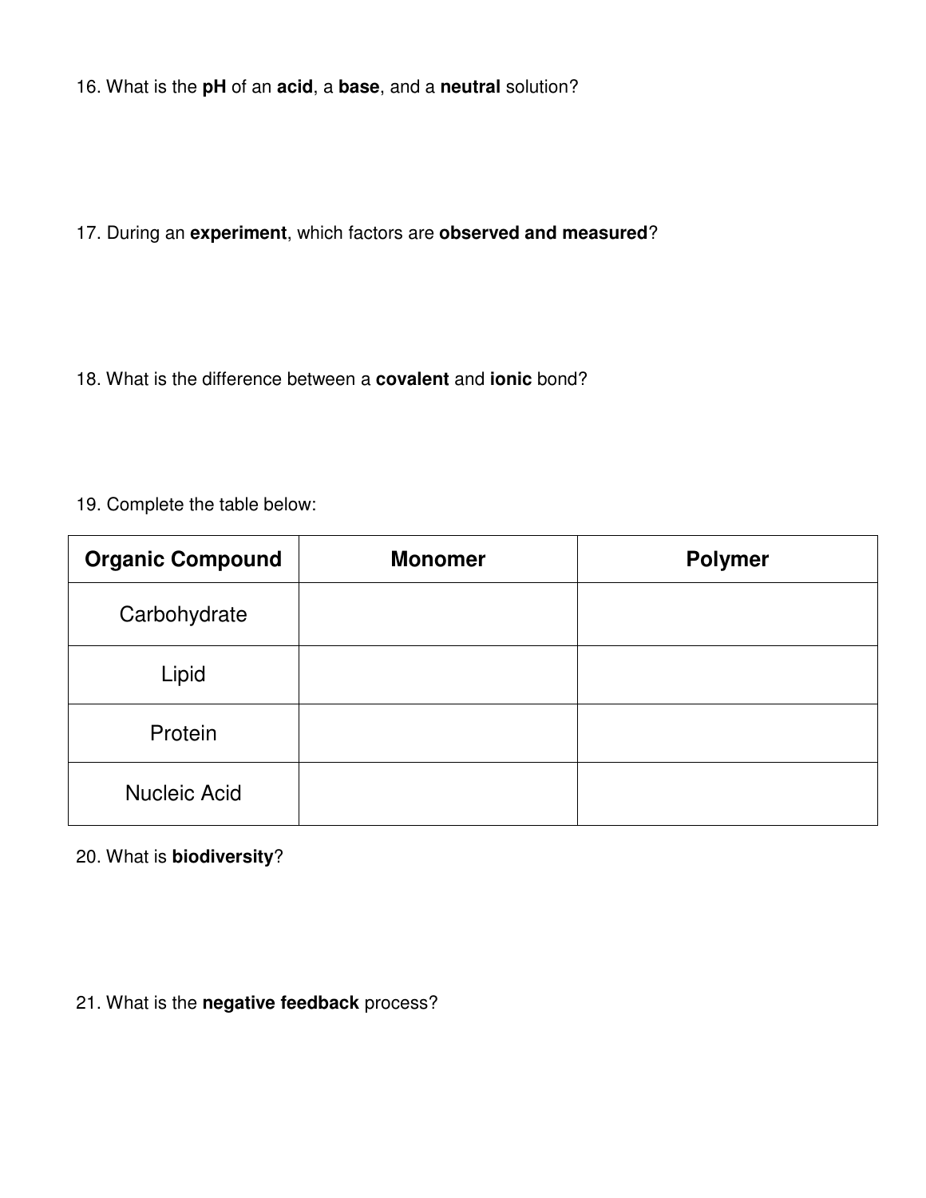16. What is the **pH** of an **acid**, a **base**, and a **neutral** solution?

17. During an **experiment**, which factors are **observed and measured**?

18. What is the difference between a **covalent** and **ionic** bond?

19. Complete the table below:

| Organic Compound | Monomer | Polymer |
| --- | --- | --- |
| Carbohydrate | | |
| Lipid | | |
| Protein | | |
| Nucleic Acid | | |

20. What is **biodiversity**?

21. What is the **negative feedback** process?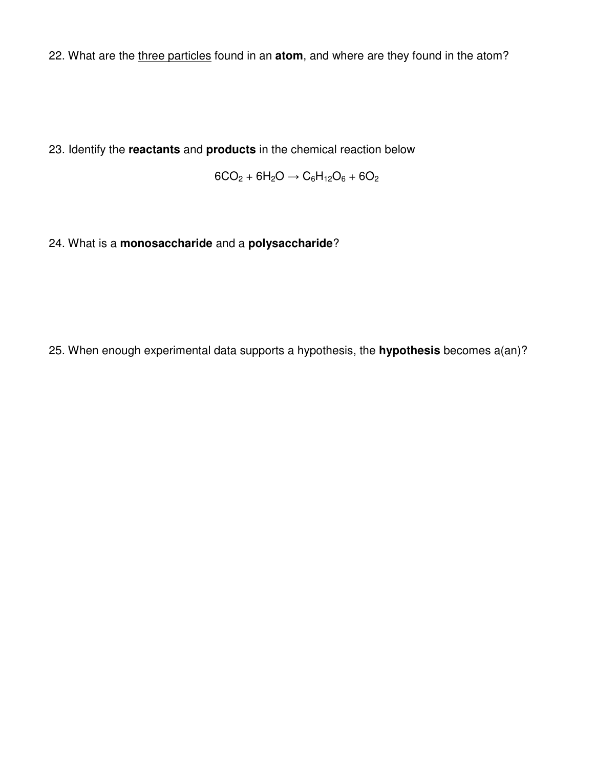22. What are the <u>three particles</u> found in an **atom**, and where are they found in the atom?

23. Identify the **reactants** and **products** in the chemical reaction below

$$6CO_2 + 6H_2O \rightarrow C_6H_{12}O_6 + 6O_2$$

24. What is a **monosaccharide** and a **polysaccharide**?

25. When enough experimental data supports a hypothesis, the **hypothesis** becomes a(an)?